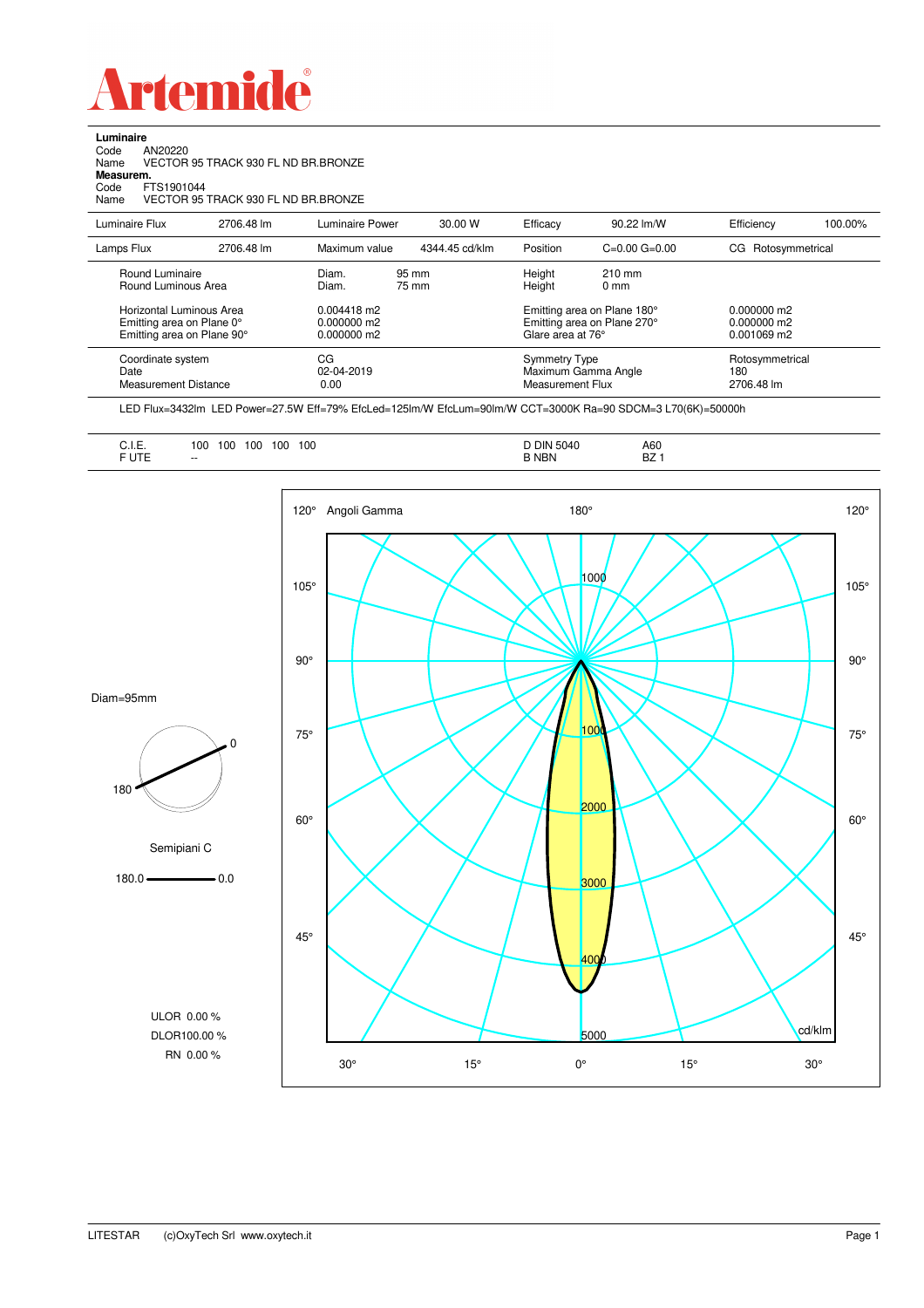# Artemide

**Luminaire**
Code AN20220
Name VECTOR 95 TRACK 930 FL ND BR.BRONZE
**Measurem.**
Code FTS1901044
Name VECTOR 95 TRACK 930 FL ND BR.BRONZE

| Luminaire Flux | 2706.48 lm | Luminaire Power | 30.00 W | Efficacy | 90.22 lm/W | Efficiency | 100.00% |
|---|---|---|---|---|---|---|---|
| Lamps Flux | 2706.48 lm | Maximum value | 4344.45 cd/klm | Position | C=0.00 G=0.00 | CG Rotosymmetrical | |

| | | | | |
|---|---|---|---|---|
| Round Luminaire | Diam. 95 mm | Height 210 mm | | |
| Round Luminous Area | Diam. 75 mm | Height 0 mm | | |
| Horizontal Luminous Area | 0.004418 m2 | Emitting area on Plane 180° | 0.000000 m2 | |
| Emitting area on Plane 0° | 0.000000 m2 | Emitting area on Plane 270° | 0.000000 m2 | |
| Emitting area on Plane 90° | 0.000000 m2 | Glare area at 76° | 0.001069 m2 | |

| | | | |
|---|---|---|---|
| Coordinate system | CG | Symmetry Type | Rotosymmetrical |
| Date | 02-04-2019 | Maximum Gamma Angle | 180 |
| Measurement Distance | 0.00 | Measurement Flux | 2706.48 lm |

LED Flux=3432lm LED Power=27.5W Eff=79% EfcLed=125lm/W EfcLum=90lm/W CCT=3000K Ra=90 SDCM=3 L70(6K)=50000h

| | | | |
|---|---|---|---|
| C.I.E. | 100 100 100 100 100 | D DIN 5040 | A60 |
| F UTE | -- | B NBN | BZ 1 |

Diam=95mm

Semipiani C

180.0 — 0.0

ULOR 0.00 %
DLOR 100.00 %
RN 0.00 %

Angoli Gamma

cd/klm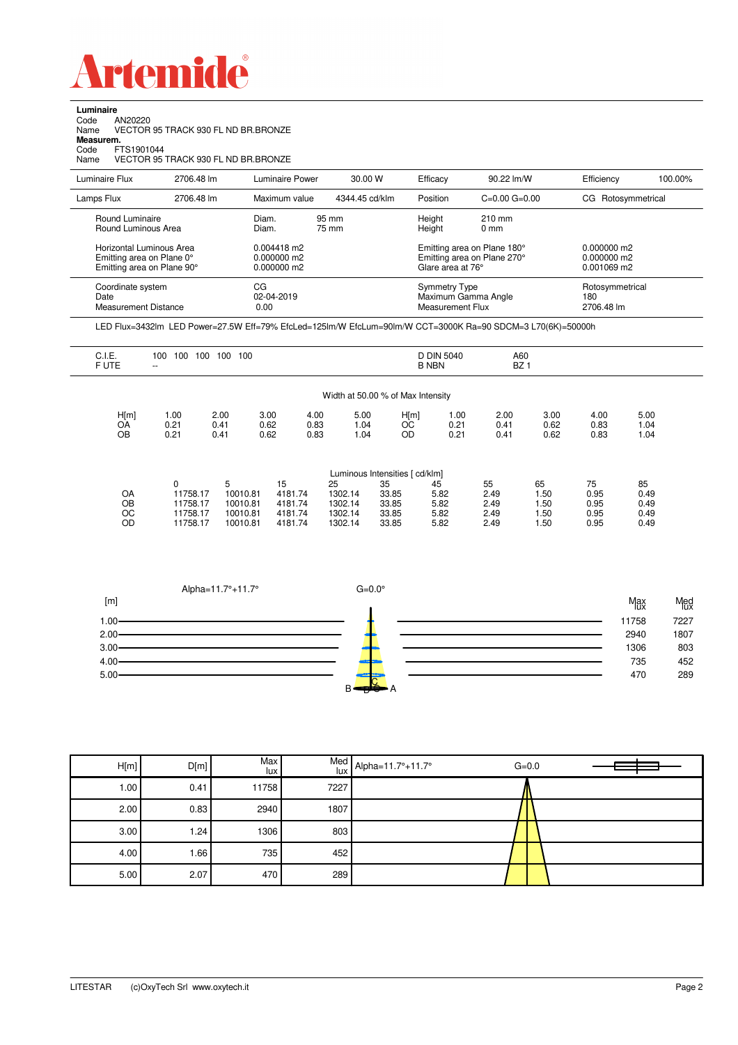# Artemide

**Luminaire**
Code AN20220
Name VECTOR 95 TRACK 930 FL ND BR.BRONZE
**Measurem.**
Code FTS1901044
Name VECTOR 95 TRACK 930 FL ND BR.BRONZE

| | | | | | | | |
|---|---|---|---|---|---|---|---|
| Luminaire Flux | 2706.48 lm | Luminaire Power | 30.00 W | Efficacy | 90.22 lm/W | Efficiency | 100.00% |
| Lamps Flux | 2706.48 lm | Maximum value | 4344.45 cd/klm | Position | C=0.00 G=0.00 | CG | Rotosymmetrical |

| | | | | | |
|---|---|---|---|---|---|
| Round Luminaire | Diam. | 95 mm | Height | 210 mm | |
| Round Luminous Area | Diam. | 75 mm | Height | 0 mm | |
| Horizontal Luminous Area | 0.004418 m2 | | Emitting area on Plane 180° | | 0.000000 m2 |
| Emitting area on Plane 0° | 0.000000 m2 | | Emitting area on Plane 270° | | 0.000000 m2 |
| Emitting area on Plane 90° | 0.000000 m2 | | Glare area at 76° | | 0.001069 m2 |
| Coordinate system | CG | | Symmetry Type | | Rotosymmetrical |
| Date | 02-04-2019 | | Maximum Gamma Angle | | 180 |
| Measurement Distance | 0.00 | | Measurement Flux | | 2706.48 lm |

LED Flux=3432lm LED Power=27.5W Eff=79% EfcLed=125lm/W EfcLum=90lm/W CCT=3000K Ra=90 SDCM=3 L70(6K)=50000h

| | | | |
|---|---|---|---|
| C.I.E. | 100 100 100 100 100 | D DIN 5040 | A60 |
| F UTE | -- | B NBN | BZ 1 |

Width at 50.00 % of Max Intensity

| H[m] | 1.00 | 2.00 | 3.00 | 4.00 | 5.00 | H[m] | 1.00 | 2.00 | 3.00 | 4.00 | 5.00 |
|---|---|---|---|---|---|---|---|---|---|---|---|
| OA | 0.21 | 0.41 | 0.62 | 0.83 | 1.04 | OC | 0.21 | 0.41 | 0.62 | 0.83 | 1.04 |
| OB | 0.21 | 0.41 | 0.62 | 0.83 | 1.04 | OD | 0.21 | 0.41 | 0.62 | 0.83 | 1.04 |

Luminous Intensities [ cd/klm]

| | 0 | 5 | 15 | 25 | 35 | 45 | 55 | 65 | 75 | 85 |
|---|---|---|---|---|---|---|---|---|---|---|
| OA | 11758.17 | 10010.81 | 4181.74 | 1302.14 | 33.85 | 5.82 | 2.49 | 1.50 | 0.95 | 0.49 |
| OB | 11758.17 | 10010.81 | 4181.74 | 1302.14 | 33.85 | 5.82 | 2.49 | 1.50 | 0.95 | 0.49 |
| OC | 11758.17 | 10010.81 | 4181.74 | 1302.14 | 33.85 | 5.82 | 2.49 | 1.50 | 0.95 | 0.49 |
| OD | 11758.17 | 10010.81 | 4181.74 | 1302.14 | 33.85 | 5.82 | 2.49 | 1.50 | 0.95 | 0.49 |

Alpha=11.7°+11.7°
G=0.0°
[m]
1.00
2.00
3.00
4.00
5.00
B D C A
Max lux
11758
2940
1306
735
470
Med lux
7227
1807
803
452
289

| H[m] | D[m] | Max lux | Med lux | Alpha=11.7°+11.7° G=0.0 |
|---|---|---|---|---|
| 1.00 | 0.41 | 11758 | 7227 | |
| 2.00 | 0.83 | 2940 | 1807 | |
| 3.00 | 1.24 | 1306 | 803 | |
| 4.00 | 1.66 | 735 | 452 | |
| 5.00 | 2.07 | 470 | 289 | |

LITESTAR (c)OxyTech Srl www.oxytech.it